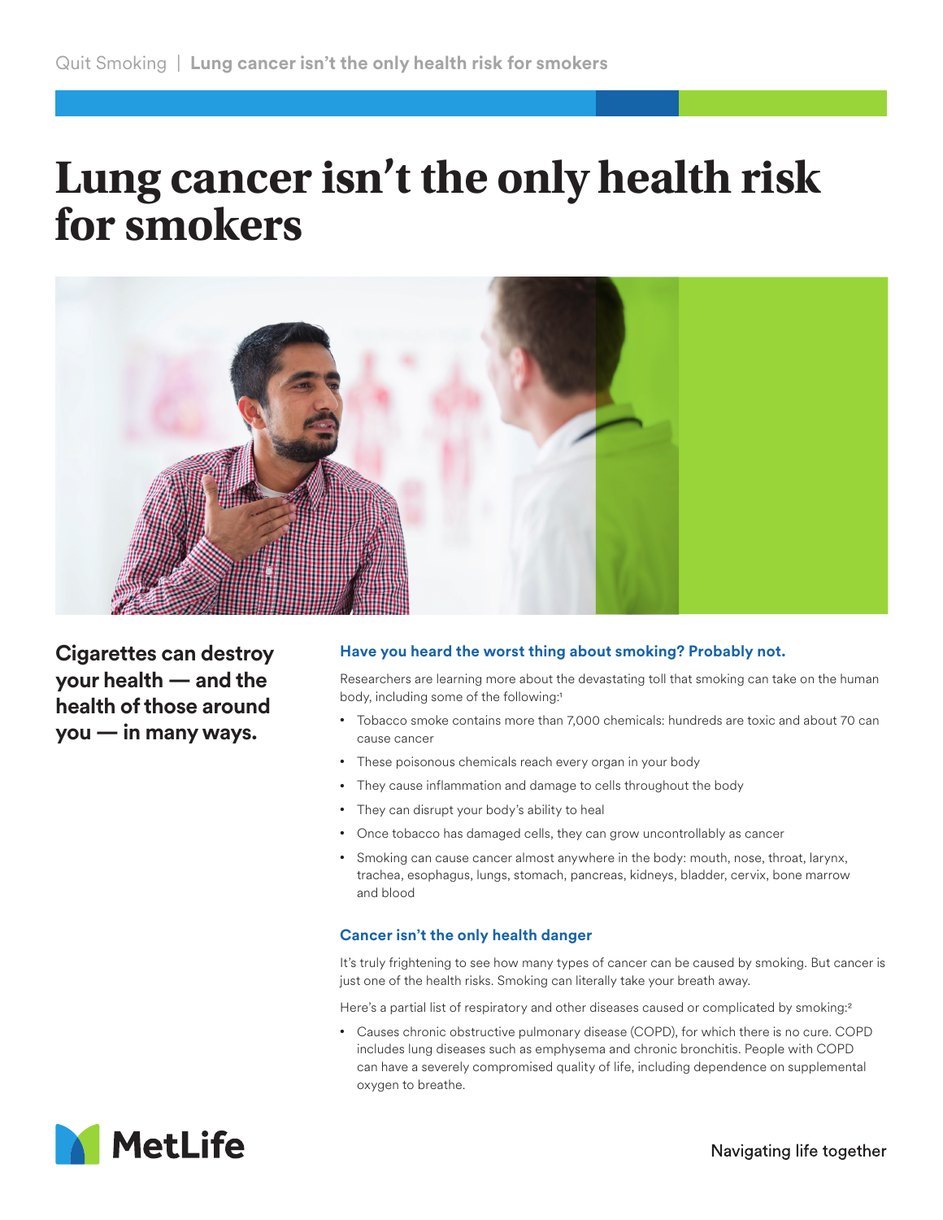# Lung cancer isn't the only health risk for smokers

**Cigarettes can destroy your health — and the health of those around you — in many ways.**

### Have you heard the worst thing about smoking? Probably not.

Researchers are learning more about the devastating toll that smoking can take on the human body, including some of the following:[1]

- Tobacco smoke contains more than 7,000 chemicals: hundreds are toxic and about 70 can cause cancer
- These poisonous chemicals reach every organ in your body
- They cause inflammation and damage to cells throughout the body
- They can disrupt your body's ability to heal
- Once tobacco has damaged cells, they can grow uncontrollably as cancer
- Smoking can cause cancer almost anywhere in the body: mouth, nose, throat, larynx, trachea, esophagus, lungs, stomach, pancreas, kidneys, bladder, cervix, bone marrow and blood

### Cancer isn't the only health danger

It's truly frightening to see how many types of cancer can be caused by smoking. But cancer is just one of the health risks. Smoking can literally take your breath away.

Here's a partial list of respiratory and other diseases caused or complicated by smoking:[2]

- Causes chronic obstructive pulmonary disease (COPD), for which there is no cure. COPD includes lung diseases such as emphysema and chronic bronchitis. People with COPD can have a severely compromised quality of life, including dependence on supplemental oxygen to breathe.

MetLife

Navigating life together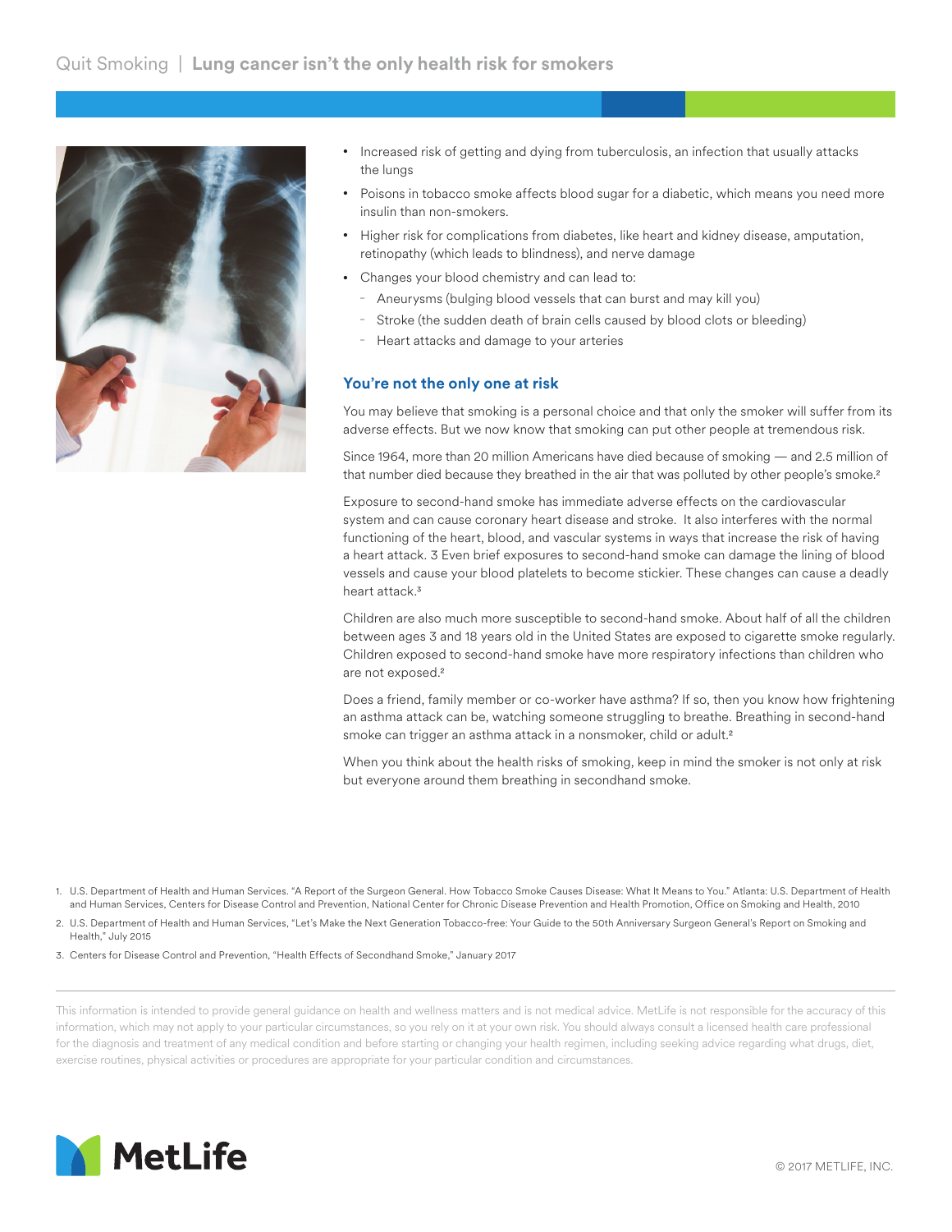- Increased risk of getting and dying from tuberculosis, an infection that usually attacks the lungs
- Poisons in tobacco smoke affects blood sugar for a diabetic, which means you need more insulin than non-smokers.
- Higher risk for complications from diabetes, like heart and kidney disease, amputation, retinopathy (which leads to blindness), and nerve damage
- Changes your blood chemistry and can lead to:
  - Aneurysms (bulging blood vessels that can burst and may kill you)
  - Stroke (the sudden death of brain cells caused by blood clots or bleeding)
  - Heart attacks and damage to your arteries

## You're not the only one at risk

You may believe that smoking is a personal choice and that only the smoker will suffer from its adverse effects. But we now know that smoking can put other people at tremendous risk.

Since 1964, more than 20 million Americans have died because of smoking — and 2.5 million of that number died because they breathed in the air that was polluted by other people's smoke.[2]

Exposure to second-hand smoke has immediate adverse effects on the cardiovascular system and can cause coronary heart disease and stroke. It also interferes with the normal functioning of the heart, blood, and vascular systems in ways that increase the risk of having a heart attack. 3 Even brief exposures to second-hand smoke can damage the lining of blood vessels and cause your blood platelets to become stickier. These changes can cause a deadly heart attack.[3]

Children are also much more susceptible to second-hand smoke. About half of all the children between ages 3 and 18 years old in the United States are exposed to cigarette smoke regularly. Children exposed to second-hand smoke have more respiratory infections than children who are not exposed.[2]

Does a friend, family member or co-worker have asthma? If so, then you know how frightening an asthma attack can be, watching someone struggling to breathe. Breathing in second-hand smoke can trigger an asthma attack in a nonsmoker, child or adult.[2]

When you think about the health risks of smoking, keep in mind the smoker is not only at risk but everyone around them breathing in secondhand smoke.

1. U.S. Department of Health and Human Services. "A Report of the Surgeon General. How Tobacco Smoke Causes Disease: What It Means to You." Atlanta: U.S. Department of Health and Human Services, Centers for Disease Control and Prevention, National Center for Chronic Disease Prevention and Health Promotion, Office on Smoking and Health, 2010
2. U.S. Department of Health and Human Services, "Let's Make the Next Generation Tobacco-free: Your Guide to the 50th Anniversary Surgeon General's Report on Smoking and Health," July 2015
3. Centers for Disease Control and Prevention, "Health Effects of Secondhand Smoke," January 2017

This information is intended to provide general guidance on health and wellness matters and is not medical advice. MetLife is not responsible for the accuracy of this information, which may not apply to your particular circumstances, so you rely on it at your own risk. You should always consult a licensed health care professional for the diagnosis and treatment of any medical condition and before starting or changing your health regimen, including seeking advice regarding what drugs, diet, exercise routines, physical activities or procedures are appropriate for your particular condition and circumstances.

MetLife

© 2017 METLIFE, INC.